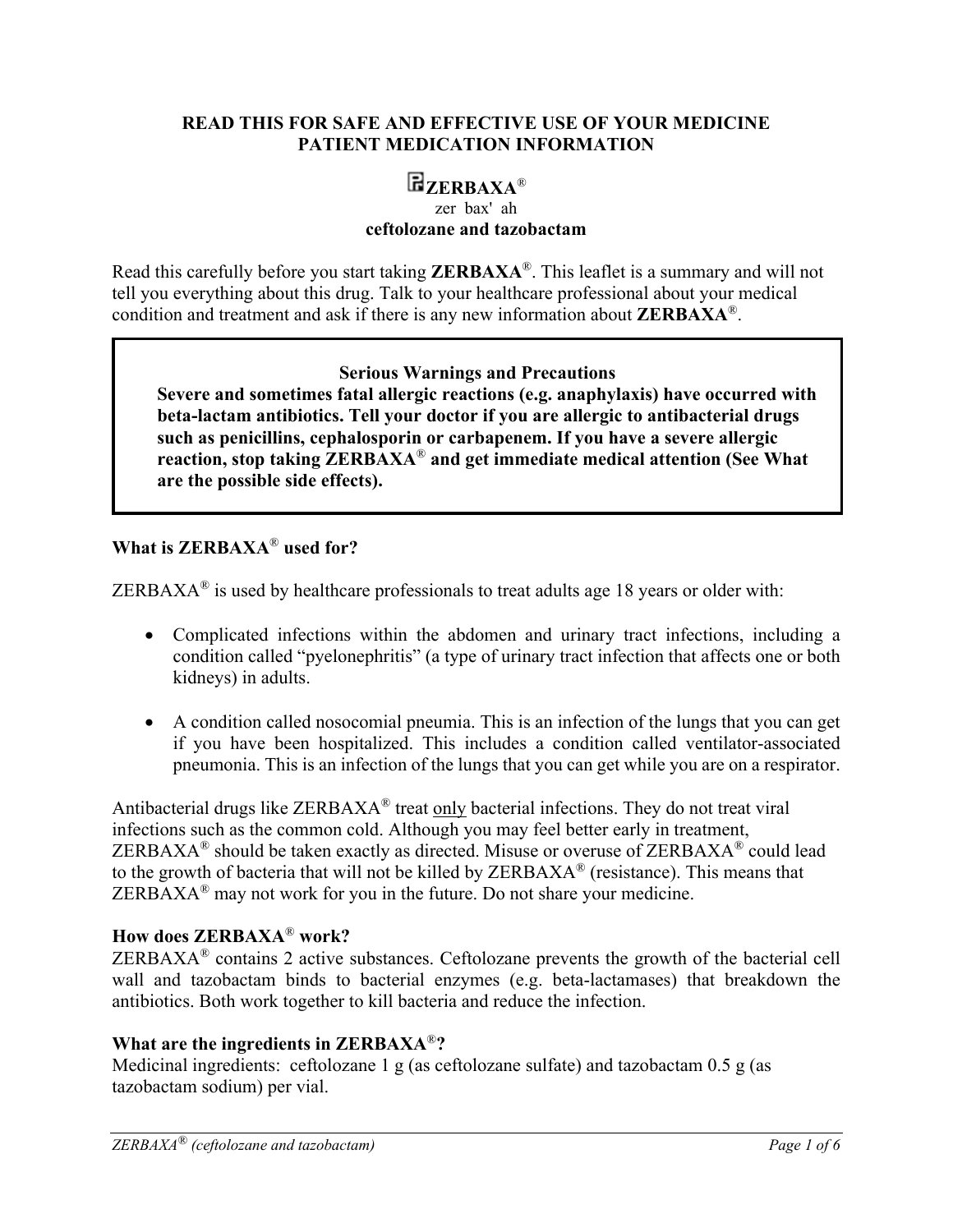**READ THIS FOR SAFE AND EFFECTIVE USE OF YOUR MEDICINE**
**PATIENT MEDICATION INFORMATION**

# ZERBAXA®

zer bax' ah

**ceftolozane and tazobactam**

Read this carefully before you start taking **ZERBAXA®**. This leaflet is a summary and will not tell you everything about this drug. Talk to your healthcare professional about your medical condition and treatment and ask if there is any new information about **ZERBAXA®**.

> **Serious Warnings and Precautions**
> **Severe and sometimes fatal allergic reactions (e.g. anaphylaxis) have occurred with beta-lactam antibiotics. Tell your doctor if you are allergic to antibacterial drugs such as penicillins, cephalosporin or carbapenem. If you have a severe allergic reaction, stop taking ZERBAXA® and get immediate medical attention (See What are the possible side effects).**

## What is ZERBAXA® used for?

ZERBAXA® is used by healthcare professionals to treat adults age 18 years or older with:

- Complicated infections within the abdomen and urinary tract infections, including a condition called "pyelonephritis" (a type of urinary tract infection that affects one or both kidneys) in adults.
- A condition called nosocomial pneumia. This is an infection of the lungs that you can get if you have been hospitalized. This includes a condition called ventilator-associated pneumonia. This is an infection of the lungs that you can get while you are on a respirator.

Antibacterial drugs like ZERBAXA® treat only bacterial infections. They do not treat viral infections such as the common cold. Although you may feel better early in treatment, ZERBAXA® should be taken exactly as directed. Misuse or overuse of ZERBAXA® could lead to the growth of bacteria that will not be killed by ZERBAXA® (resistance). This means that ZERBAXA® may not work for you in the future. Do not share your medicine.

## How does ZERBAXA® work?

ZERBAXA® contains 2 active substances. Ceftolozane prevents the growth of the bacterial cell wall and tazobactam binds to bacterial enzymes (e.g. beta-lactamases) that breakdown the antibiotics. Both work together to kill bacteria and reduce the infection.

## What are the ingredients in ZERBAXA®?

Medicinal ingredients: ceftolozane 1 g (as ceftolozane sulfate) and tazobactam 0.5 g (as tazobactam sodium) per vial.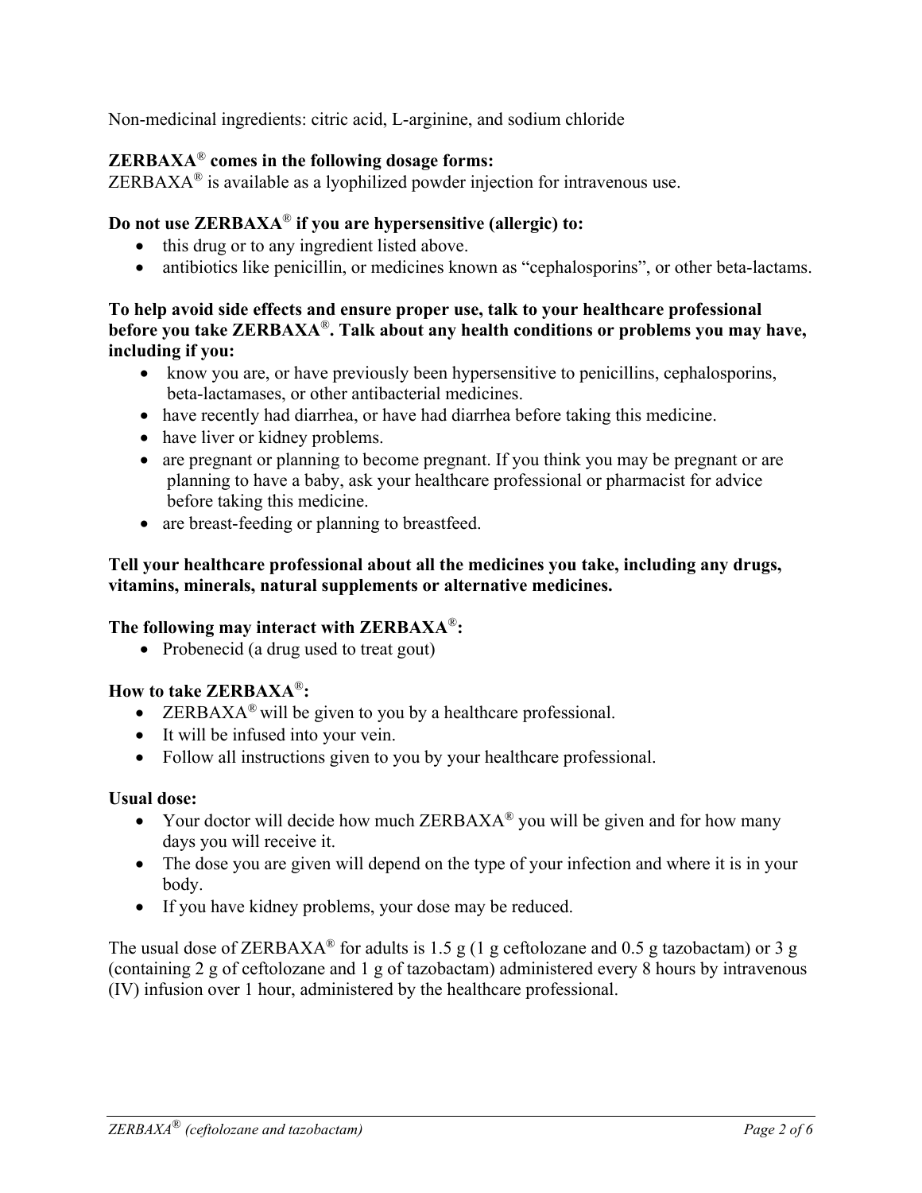Non-medicinal ingredients: citric acid, L-arginine, and sodium chloride

**ZERBAXA® comes in the following dosage forms:**
ZERBAXA® is available as a lyophilized powder injection for intravenous use.

**Do not use ZERBAXA® if you are hypersensitive (allergic) to:**

- this drug or to any ingredient listed above.
- antibiotics like penicillin, or medicines known as "cephalosporins", or other beta-lactams.

**To help avoid side effects and ensure proper use, talk to your healthcare professional before you take ZERBAXA®. Talk about any health conditions or problems you may have, including if you:**

- know you are, or have previously been hypersensitive to penicillins, cephalosporins, beta-lactamases, or other antibacterial medicines.
- have recently had diarrhea, or have had diarrhea before taking this medicine.
- have liver or kidney problems.
- are pregnant or planning to become pregnant. If you think you may be pregnant or are planning to have a baby, ask your healthcare professional or pharmacist for advice before taking this medicine.
- are breast-feeding or planning to breastfeed.

**Tell your healthcare professional about all the medicines you take, including any drugs, vitamins, minerals, natural supplements or alternative medicines.**

**The following may interact with ZERBAXA®:**

- Probenecid (a drug used to treat gout)

**How to take ZERBAXA®:**

- ZERBAXA® will be given to you by a healthcare professional.
- It will be infused into your vein.
- Follow all instructions given to you by your healthcare professional.

**Usual dose:**

- Your doctor will decide how much ZERBAXA® you will be given and for how many days you will receive it.
- The dose you are given will depend on the type of your infection and where it is in your body.
- If you have kidney problems, your dose may be reduced.

The usual dose of ZERBAXA® for adults is 1.5 g (1 g ceftolozane and 0.5 g tazobactam) or 3 g (containing 2 g of ceftolozane and 1 g of tazobactam) administered every 8 hours by intravenous (IV) infusion over 1 hour, administered by the healthcare professional.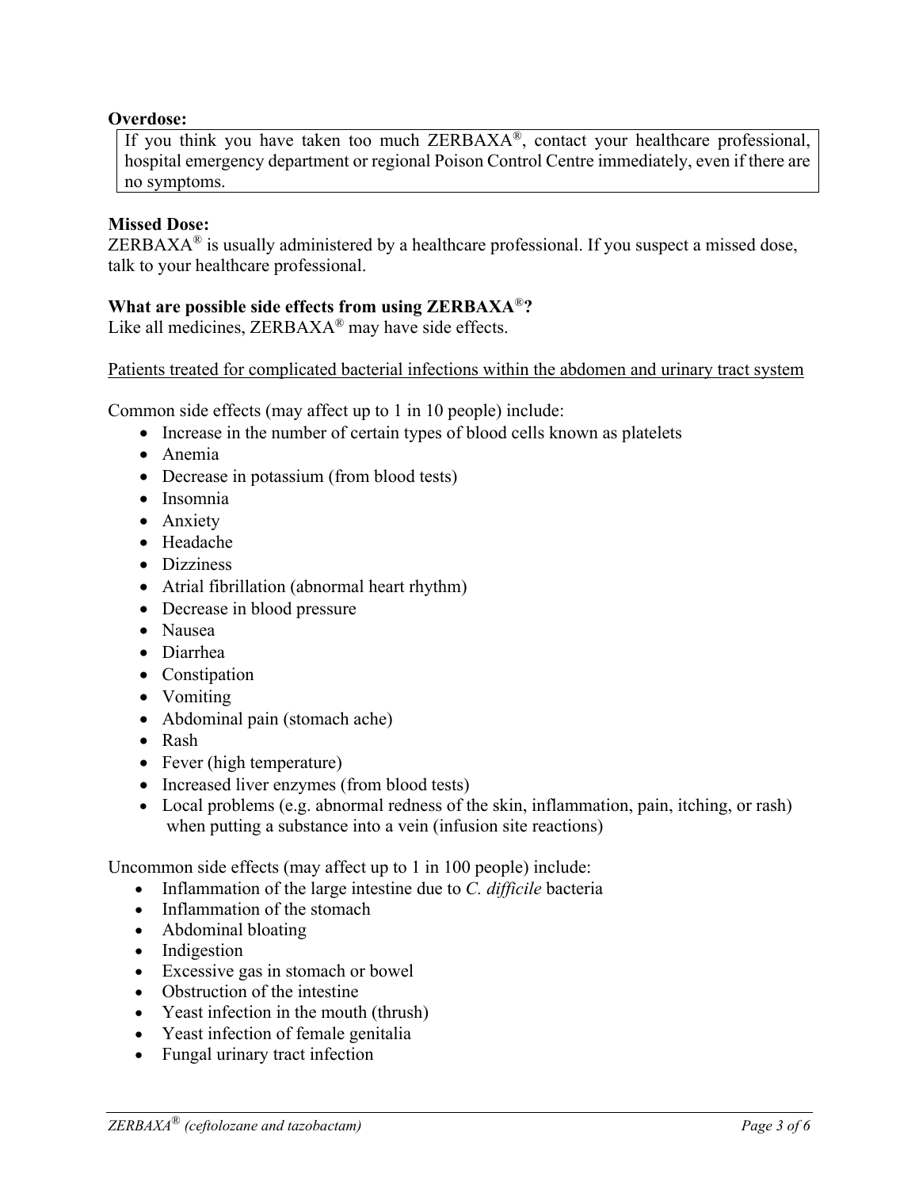**Overdose:**

If you think you have taken too much ZERBAXA®, contact your healthcare professional, hospital emergency department or regional Poison Control Centre immediately, even if there are no symptoms.

**Missed Dose:**

ZERBAXA® is usually administered by a healthcare professional. If you suspect a missed dose, talk to your healthcare professional.

**What are possible side effects from using ZERBAXA®?**

Like all medicines, ZERBAXA® may have side effects.

<u>Patients treated for complicated bacterial infections within the abdomen and urinary tract system</u>

Common side effects (may affect up to 1 in 10 people) include:

- Increase in the number of certain types of blood cells known as platelets
- Anemia
- Decrease in potassium (from blood tests)
- Insomnia
- Anxiety
- Headache
- Dizziness
- Atrial fibrillation (abnormal heart rhythm)
- Decrease in blood pressure
- Nausea
- Diarrhea
- Constipation
- Vomiting
- Abdominal pain (stomach ache)
- Rash
- Fever (high temperature)
- Increased liver enzymes (from blood tests)
- Local problems (e.g. abnormal redness of the skin, inflammation, pain, itching, or rash) when putting a substance into a vein (infusion site reactions)

Uncommon side effects (may affect up to 1 in 100 people) include:

- Inflammation of the large intestine due to *C. difficile* bacteria
- Inflammation of the stomach
- Abdominal bloating
- Indigestion
- Excessive gas in stomach or bowel
- Obstruction of the intestine
- Yeast infection in the mouth (thrush)
- Yeast infection of female genitalia
- Fungal urinary tract infection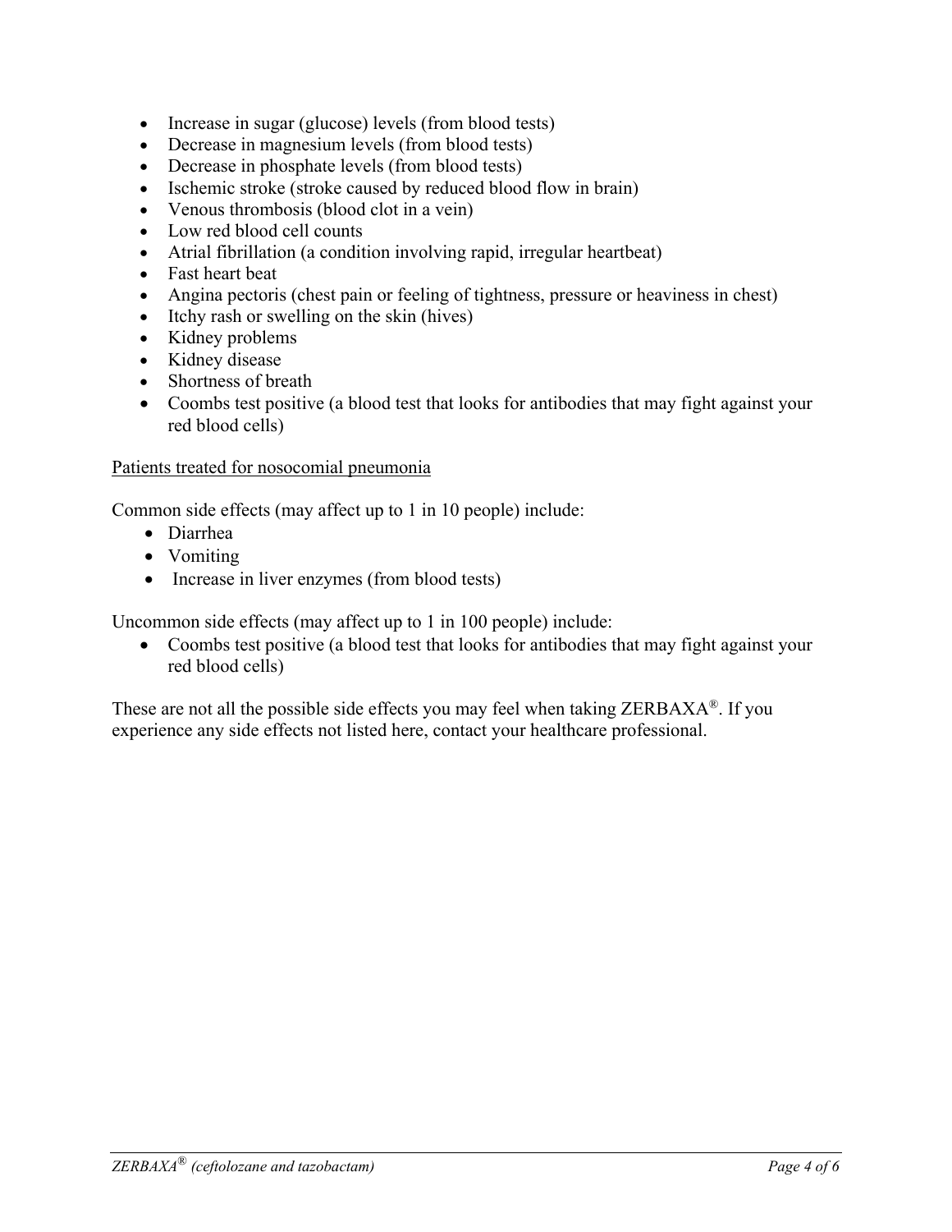- Increase in sugar (glucose) levels (from blood tests)
- Decrease in magnesium levels (from blood tests)
- Decrease in phosphate levels (from blood tests)
- Ischemic stroke (stroke caused by reduced blood flow in brain)
- Venous thrombosis (blood clot in a vein)
- Low red blood cell counts
- Atrial fibrillation (a condition involving rapid, irregular heartbeat)
- Fast heart beat
- Angina pectoris (chest pain or feeling of tightness, pressure or heaviness in chest)
- Itchy rash or swelling on the skin (hives)
- Kidney problems
- Kidney disease
- Shortness of breath
- Coombs test positive (a blood test that looks for antibodies that may fight against your red blood cells)

Patients treated for nosocomial pneumonia

Common side effects (may affect up to 1 in 10 people) include:

- Diarrhea
- Vomiting
- Increase in liver enzymes (from blood tests)

Uncommon side effects (may affect up to 1 in 100 people) include:

- Coombs test positive (a blood test that looks for antibodies that may fight against your red blood cells)

These are not all the possible side effects you may feel when taking ZERBAXA®. If you experience any side effects not listed here, contact your healthcare professional.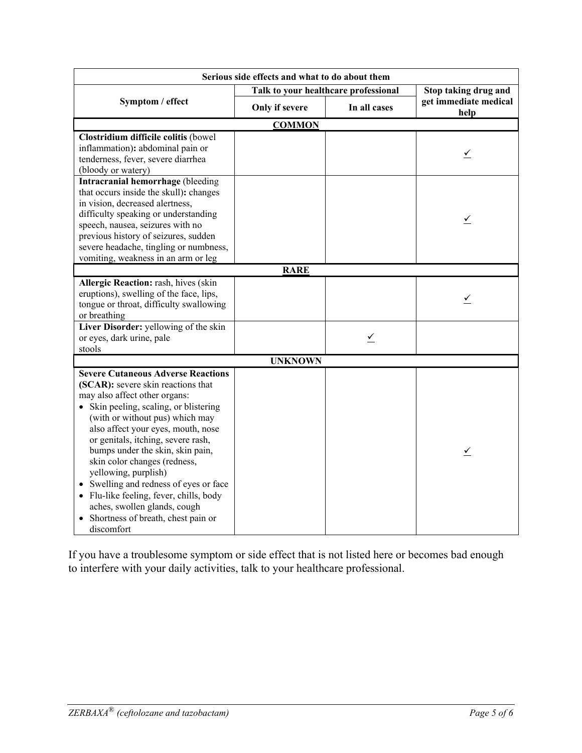| Serious side effects and what to do about them | | | |
|---|---|---|---|
| Symptom / effect | Talk to your healthcare professional | | Stop taking drug and get immediate medical help |
| | Only if severe | In all cases | |
| **COMMON** | | | |
| **Clostridium difficile colitis** (bowel inflammation)**:** abdominal pain or tenderness, fever, severe diarrhea (bloody or watery) | | | ✓ |
| **Intracranial hemorrhage** (bleeding that occurs inside the skull)**:** changes in vision, decreased alertness, difficulty speaking or understanding speech, nausea, seizures with no previous history of seizures, sudden severe headache, tingling or numbness, vomiting, weakness in an arm or leg | | | ✓ |
| **RARE** | | | |
| **Allergic Reaction:** rash, hives (skin eruptions), swelling of the face, lips, tongue or throat, difficulty swallowing or breathing | | | ✓ |
| **Liver Disorder:** yellowing of the skin or eyes, dark urine, pale stools | | ✓ | |
| **UNKNOWN** | | | |
| **Severe Cutaneous Adverse Reactions (SCAR):** severe skin reactions that may also affect other organs: <br>• Skin peeling, scaling, or blistering (with or without pus) which may also affect your eyes, mouth, nose or genitals, itching, severe rash, bumps under the skin, skin pain, skin color changes (redness, yellowing, purplish) <br>• Swelling and redness of eyes or face <br>• Flu-like feeling, fever, chills, body aches, swollen glands, cough <br>• Shortness of breath, chest pain or discomfort | | | ✓ |

If you have a troublesome symptom or side effect that is not listed here or becomes bad enough to interfere with your daily activities, talk to your healthcare professional.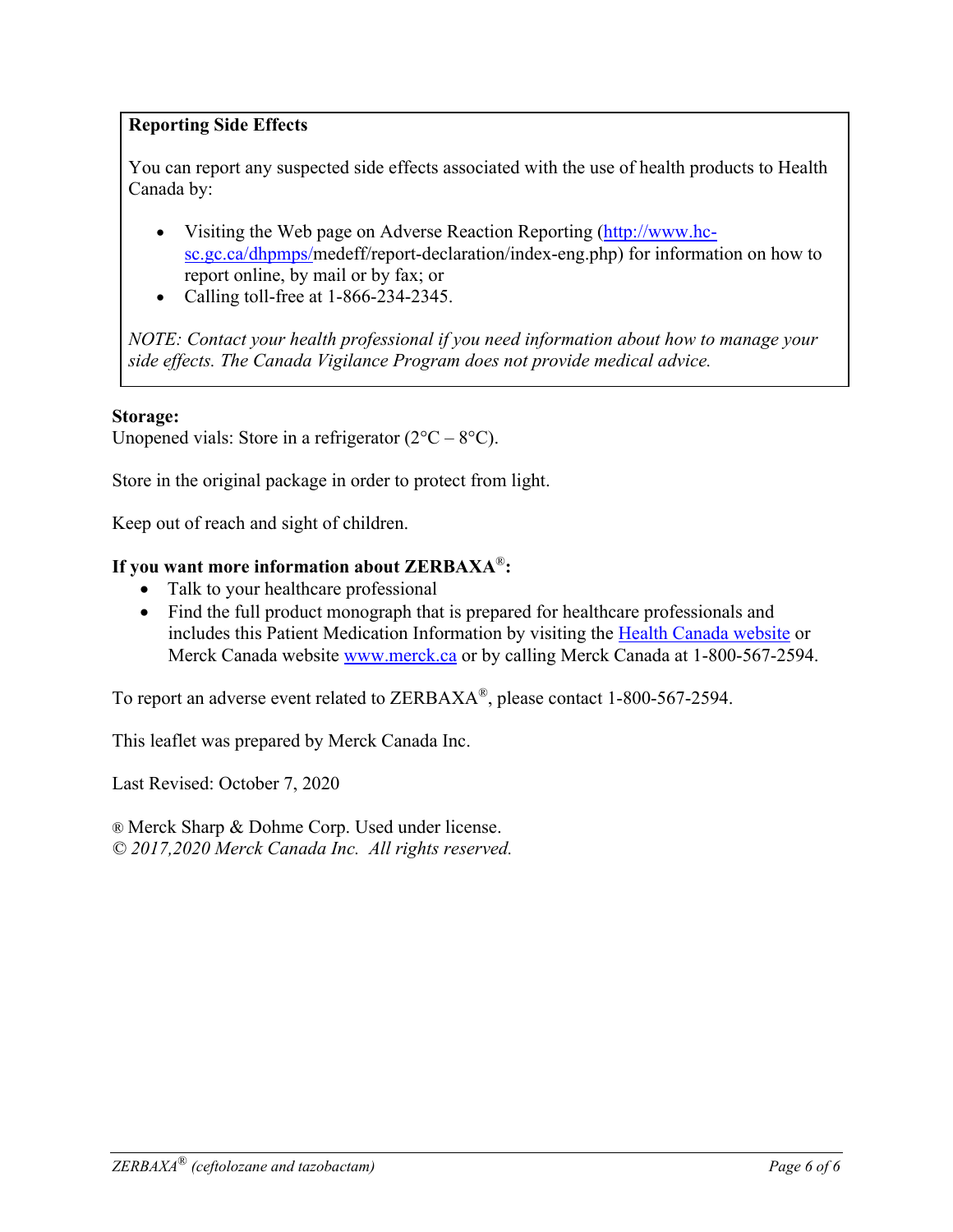**Reporting Side Effects**

You can report any suspected side effects associated with the use of health products to Health Canada by:

- Visiting the Web page on Adverse Reaction Reporting (http://www.hc-sc.gc.ca/dhpmps/medeff/report-declaration/index-eng.php) for information on how to report online, by mail or by fax; or
- Calling toll-free at 1-866-234-2345.

*NOTE: Contact your health professional if you need information about how to manage your side effects. The Canada Vigilance Program does not provide medical advice.*

**Storage:**
Unopened vials: Store in a refrigerator (2°C – 8°C).

Store in the original package in order to protect from light.

Keep out of reach and sight of children.

**If you want more information about ZERBAXA®:**

- Talk to your healthcare professional
- Find the full product monograph that is prepared for healthcare professionals and includes this Patient Medication Information by visiting the Health Canada website or Merck Canada website www.merck.ca or by calling Merck Canada at 1-800-567-2594.

To report an adverse event related to ZERBAXA®, please contact 1-800-567-2594.

This leaflet was prepared by Merck Canada Inc.

Last Revised: October 7, 2020

® Merck Sharp & Dohme Corp. Used under license.
*© 2017,2020 Merck Canada Inc. All rights reserved.*